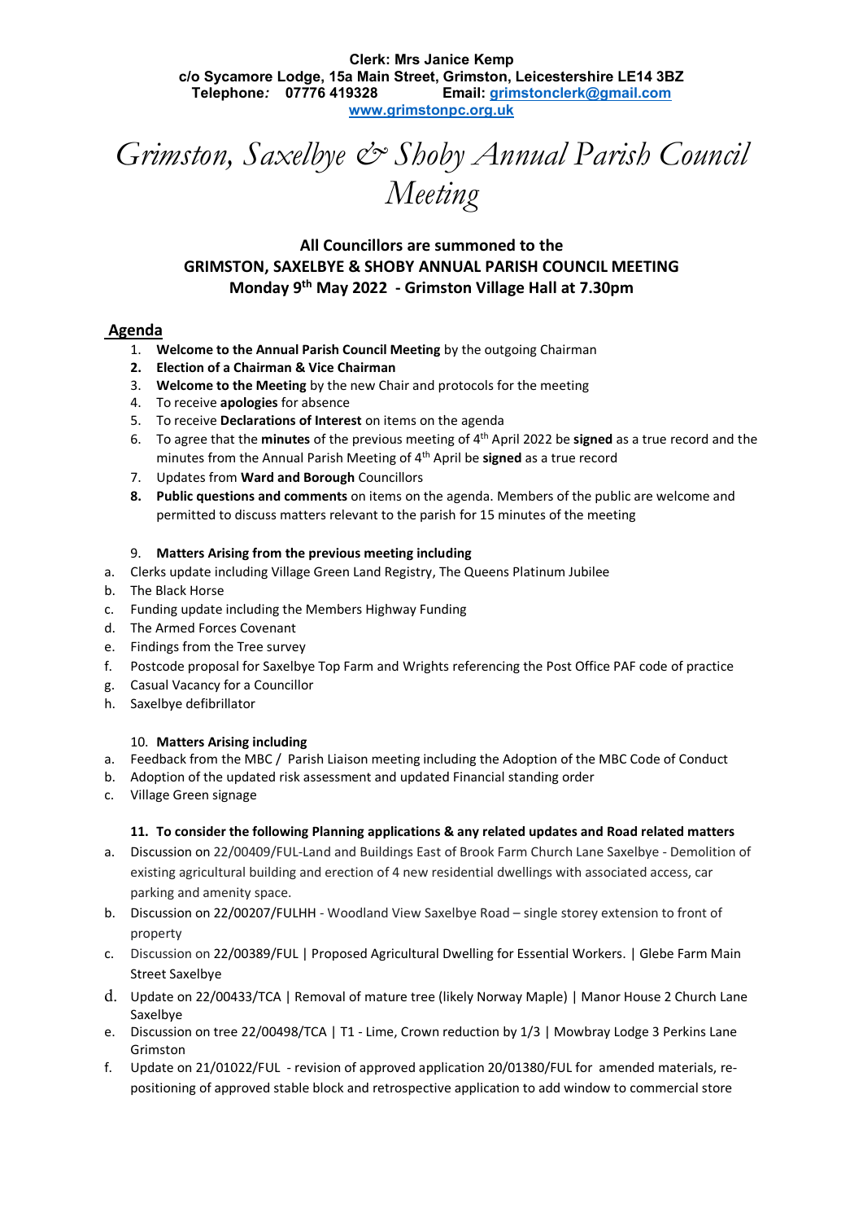**Clerk: Mrs Janice Kemp**
**c/o Sycamore Lodge, 15a Main Street, Grimston, Leicestershire LE14 3BZ**
**Telephone: 07776 419328 Email: grimstonclerk@gmail.com**
**www.grimstonpc.org.uk**

# *Grimston, Saxelbye & Shoby Annual Parish Council Meeting*

**All Councillors are summoned to the**
**GRIMSTON, SAXELBYE & SHOBY ANNUAL PARISH COUNCIL MEETING**
**Monday 9th May 2022 - Grimston Village Hall at 7.30pm**

## Agenda

1. **Welcome to the Annual Parish Council Meeting** by the outgoing Chairman
2. **Election of a Chairman & Vice Chairman**
3. **Welcome to the Meeting** by the new Chair and protocols for the meeting
4. To receive **apologies** for absence
5. To receive **Declarations of Interest** on items on the agenda
6. To agree that the **minutes** of the previous meeting of 4th April 2022 be **signed** as a true record and the minutes from the Annual Parish Meeting of 4th April be **signed** as a true record
7. Updates from **Ward and Borough** Councillors
8. **Public questions and comments** on items on the agenda. Members of the public are welcome and permitted to discuss matters relevant to the parish for 15 minutes of the meeting

9. **Matters Arising from the previous meeting including**

a. Clerks update including Village Green Land Registry, The Queens Platinum Jubilee
b. The Black Horse
c. Funding update including the Members Highway Funding
d. The Armed Forces Covenant
e. Findings from the Tree survey
f. Postcode proposal for Saxelbye Top Farm and Wrights referencing the Post Office PAF code of practice
g. Casual Vacancy for a Councillor
h. Saxelbye defibrillator

10. **Matters Arising including**

a. Feedback from the MBC / Parish Liaison meeting including the Adoption of the MBC Code of Conduct
b. Adoption of the updated risk assessment and updated Financial standing order
c. Village Green signage

11. **To consider the following Planning applications & any related updates and Road related matters**

a. Discussion on 22/00409/FUL-Land and Buildings East of Brook Farm Church Lane Saxelbye - Demolition of existing agricultural building and erection of 4 new residential dwellings with associated access, car parking and amenity space.
b. Discussion on 22/00207/FULHH - Woodland View Saxelbye Road – single storey extension to front of property
c. Discussion on 22/00389/FUL | Proposed Agricultural Dwelling for Essential Workers. | Glebe Farm Main Street Saxelbye
d. Update on 22/00433/TCA | Removal of mature tree (likely Norway Maple) | Manor House 2 Church Lane Saxelbye
e. Discussion on tree 22/00498/TCA | T1 - Lime, Crown reduction by 1/3 | Mowbray Lodge 3 Perkins Lane Grimston
f. Update on 21/01022/FUL - revision of approved application 20/01380/FUL for amended materials, re-positioning of approved stable block and retrospective application to add window to commercial store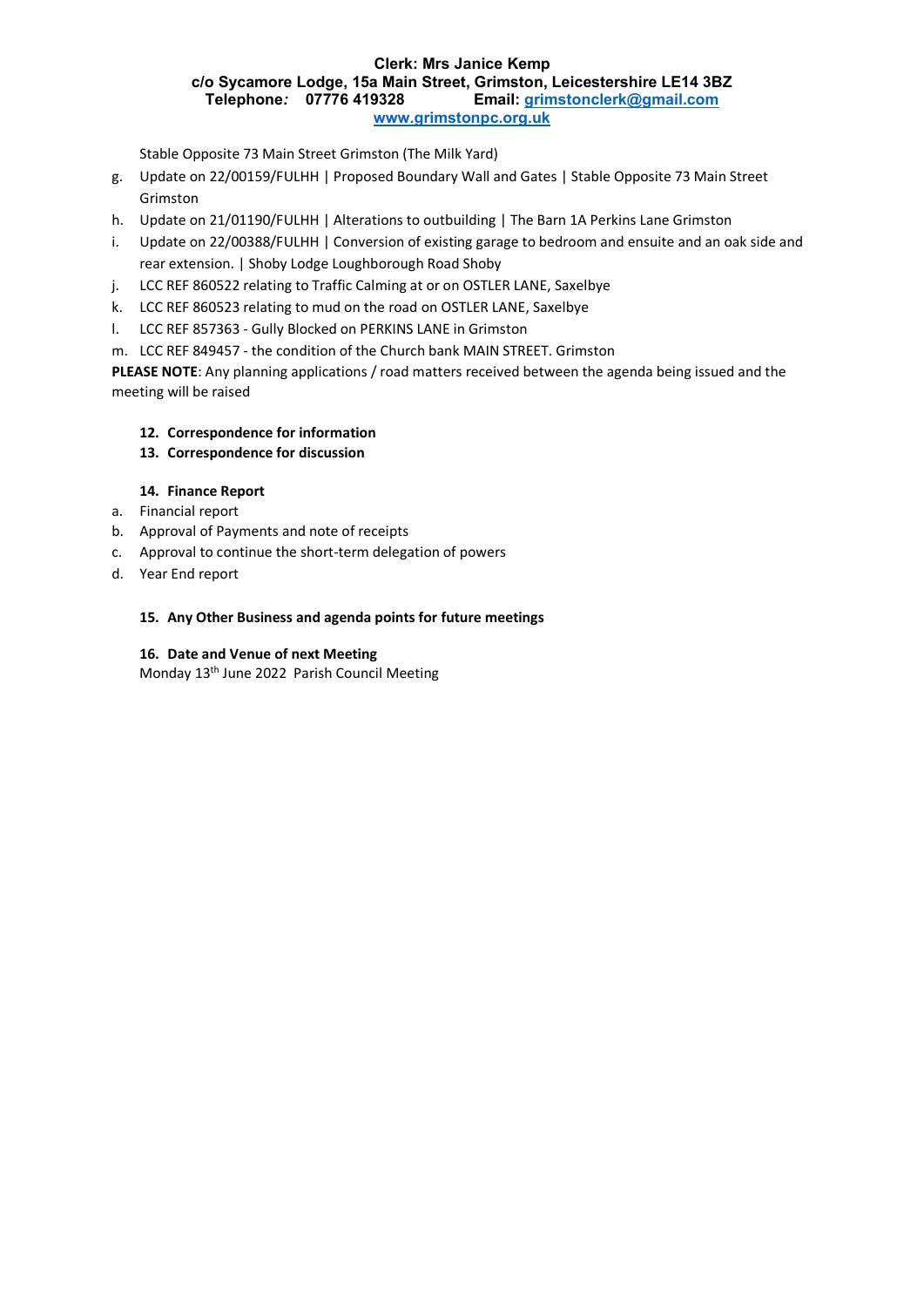Stable Opposite 73 Main Street Grimston (The Milk Yard)

g. Update on 22/00159/FULHH | Proposed Boundary Wall and Gates | Stable Opposite 73 Main Street Grimston
h. Update on 21/01190/FULHH | Alterations to outbuilding | The Barn 1A Perkins Lane Grimston
i. Update on 22/00388/FULHH | Conversion of existing garage to bedroom and ensuite and an oak side and rear extension. | Shoby Lodge Loughborough Road Shoby
j. LCC REF 860522 relating to Traffic Calming at or on OSTLER LANE, Saxelbye
k. LCC REF 860523 relating to mud on the road on OSTLER LANE, Saxelbye
l. LCC REF 857363 - Gully Blocked on PERKINS LANE in Grimston
m. LCC REF 849457 - the condition of the Church bank MAIN STREET. Grimston

**PLEASE NOTE**: Any planning applications / road matters received between the agenda being issued and the meeting will be raised

**12. Correspondence for information**

**13. Correspondence for discussion**

**14. Finance Report**

a. Financial report
b. Approval of Payments and note of receipts
c. Approval to continue the short-term delegation of powers
d. Year End report

**15. Any Other Business and agenda points for future meetings**

**16. Date and Venue of next Meeting**

Monday 13th June 2022 Parish Council Meeting